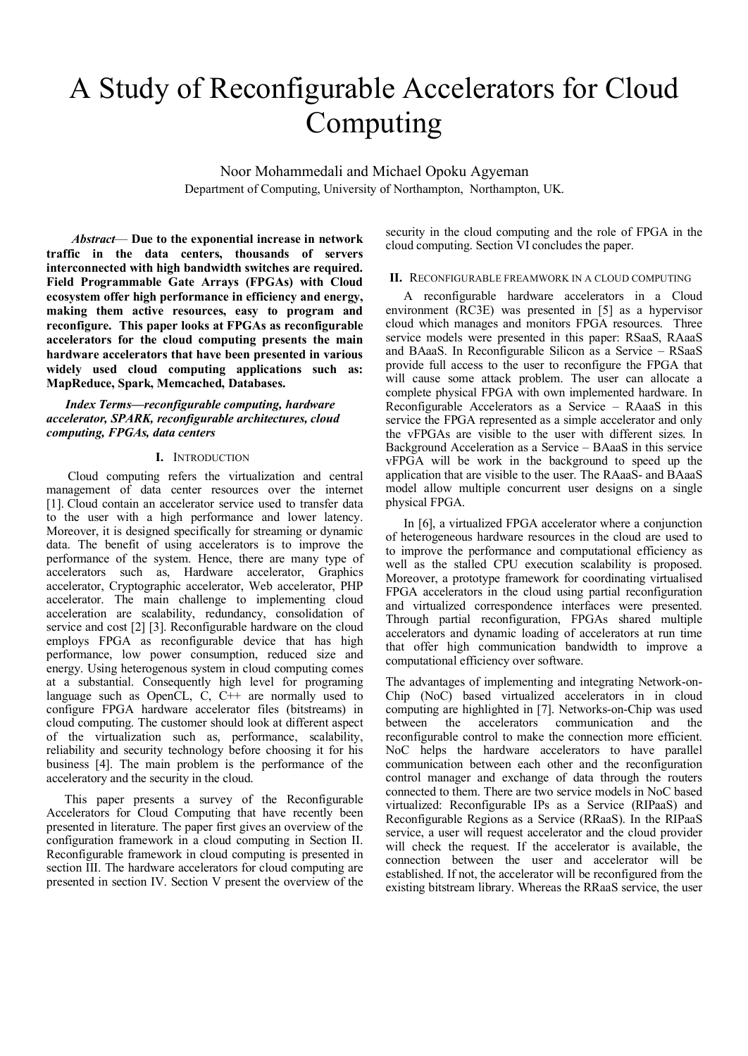# A Study of Reconfigurable Accelerators for Cloud Computing

Noor Mohammedali and Michael Opoku Agyeman

Department of Computing, University of Northampton, Northampton, UK.

***Abstract*— Due to the exponential increase in network traffic in the data centers, thousands of servers interconnected with high bandwidth switches are required. Field Programmable Gate Arrays (FPGAs) with Cloud ecosystem offer high performance in efficiency and energy, making them active resources, easy to program and reconfigure. This paper looks at FPGAs as reconfigurable accelerators for the cloud computing presents the main hardware accelerators that have been presented in various widely used cloud computing applications such as: MapReduce, Spark, Memcached, Databases.**

***Index Terms—reconfigurable computing, hardware accelerator, SPARK, reconfigurable architectures, cloud computing, FPGAs, data centers***

## I. Introduction

Cloud computing refers the virtualization and central management of data center resources over the internet [1]. Cloud contain an accelerator service used to transfer data to the user with a high performance and lower latency. Moreover, it is designed specifically for streaming or dynamic data. The benefit of using accelerators is to improve the performance of the system. Hence, there are many type of accelerators such as, Hardware accelerator, Graphics accelerator, Cryptographic accelerator, Web accelerator, PHP accelerator. The main challenge to implementing cloud acceleration are scalability, redundancy, consolidation of service and cost [2] [3]. Reconfigurable hardware on the cloud employs FPGA as reconfigurable device that has high performance, low power consumption, reduced size and energy. Using heterogenous system in cloud computing comes at a substantial. Consequently high level for programing language such as OpenCL, C, C++ are normally used to configure FPGA hardware accelerator files (bitstreams) in cloud computing. The customer should look at different aspect of the virtualization such as, performance, scalability, reliability and security technology before choosing it for his business [4]. The main problem is the performance of the acceleratory and the security in the cloud.

This paper presents a survey of the Reconfigurable Accelerators for Cloud Computing that have recently been presented in literature. The paper first gives an overview of the configuration framework in a cloud computing in Section II. Reconfigurable framework in cloud computing is presented in section III. The hardware accelerators for cloud computing are presented in section IV. Section V present the overview of the security in the cloud computing and the role of FPGA in the cloud computing. Section VI concludes the paper.

## II. Reconfigurable Freamwork in a Cloud Computing

A reconfigurable hardware accelerators in a Cloud environment (RC3E) was presented in [5] as a hypervisor cloud which manages and monitors FPGA resources. Three service models were presented in this paper: RSaaS, RAaaS and BAaaS. In Reconfigurable Silicon as a Service – RSaaS provide full access to the user to reconfigure the FPGA that will cause some attack problem. The user can allocate a complete physical FPGA with own implemented hardware. In Reconfigurable Accelerators as a Service – RAaaS in this service the FPGA represented as a simple accelerator and only the vFPGAs are visible to the user with different sizes. In Background Acceleration as a Service – BAaaS in this service vFPGA will be work in the background to speed up the application that are visible to the user. The RAaaS- and BAaaS model allow multiple concurrent user designs on a single physical FPGA.

In [6], a virtualized FPGA accelerator where a conjunction of heterogeneous hardware resources in the cloud are used to to improve the performance and computational efficiency as well as the stalled CPU execution scalability is proposed. Moreover, a prototype framework for coordinating virtualised FPGA accelerators in the cloud using partial reconfiguration and virtualized correspondence interfaces were presented. Through partial reconfiguration, FPGAs shared multiple accelerators and dynamic loading of accelerators at run time that offer high communication bandwidth to improve a computational efficiency over software.

The advantages of implementing and integrating Network-on-Chip (NoC) based virtualized accelerators in in cloud computing are highlighted in [7]. Networks-on-Chip was used between the accelerators communication and the reconfigurable control to make the connection more efficient. NoC helps the hardware accelerators to have parallel communication between each other and the reconfiguration control manager and exchange of data through the routers connected to them. There are two service models in NoC based virtualized: Reconfigurable IPs as a Service (RIPaaS) and Reconfigurable Regions as a Service (RRaaS). In the RIPaaS service, a user will request accelerator and the cloud provider will check the request. If the accelerator is available, the connection between the user and accelerator will be established. If not, the accelerator will be reconfigured from the existing bitstream library. Whereas the RRaaS service, the user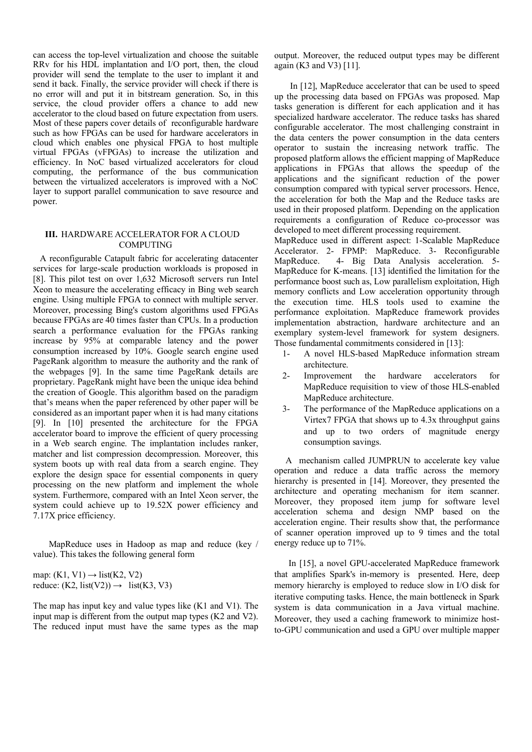can access the top-level virtualization and choose the suitable RRv for his HDL implantation and I/O port, then, the cloud provider will send the template to the user to implant it and send it back. Finally, the service provider will check if there is no error will and put it in bitstream generation. So, in this service, the cloud provider offers a chance to add new accelerator to the cloud based on future expectation from users. Most of these papers cover details of reconfigurable hardware such as how FPGAs can be used for hardware accelerators in cloud which enables one physical FPGA to host multiple virtual FPGAs (vFPGAs) to increase the utilization and efficiency. In NoC based virtualized accelerators for cloud computing, the performance of the bus communication between the virtualized accelerators is improved with a NoC layer to support parallel communication to save resource and power.

## III. HARDWARE ACCELERATOR FOR A CLOUD COMPUTING

A reconfigurable Catapult fabric for accelerating datacenter services for large-scale production workloads is proposed in [8]. This pilot test on over 1,632 Microsoft servers run Intel Xeon to measure the accelerating efficacy in Bing web search engine. Using multiple FPGA to connect with multiple server. Moreover, processing Bing's custom algorithms used FPGAs because FPGAs are 40 times faster than CPUs. In a production search a performance evaluation for the FPGAs ranking increase by 95% at comparable latency and the power consumption increased by 10%. Google search engine used PageRank algorithm to measure the authority and the rank of the webpages [9]. In the same time PageRank details are proprietary. PageRank might have been the unique idea behind the creation of Google. This algorithm based on the paradigm that's means when the paper referenced by other paper will be considered as an important paper when it is had many citations [9]. In [10] presented the architecture for the FPGA accelerator board to improve the efficient of query processing in a Web search engine. The implantation includes ranker, matcher and list compression decompression. Moreover, this system boots up with real data from a search engine. They explore the design space for essential components in query processing on the new platform and implement the whole system. Furthermore, compared with an Intel Xeon server, the system could achieve up to 19.52X power efficiency and 7.17X price efficiency.

MapReduce uses in Hadoop as map and reduce (key / value). This takes the following general form

map: (K1, V1) → list(K2, V2)
reduce: (K2, list(V2)) → list(K3, V3)

The map has input key and value types like (K1 and V1). The input map is different from the output map types (K2 and V2). The reduced input must have the same types as the map output. Moreover, the reduced output types may be different again (K3 and V3) [11].

In [12], MapReduce accelerator that can be used to speed up the processing data based on FPGAs was proposed. Map tasks generation is different for each application and it has specialized hardware accelerator. The reduce tasks has shared configurable accelerator. The most challenging constraint in the data centers the power consumption in the data centers operator to sustain the increasing network traffic. The proposed platform allows the efficient mapping of MapReduce applications in FPGAs that allows the speedup of the applications and the significant reduction of the power consumption compared with typical server processors. Hence, the acceleration for both the Map and the Reduce tasks are used in their proposed platform. Depending on the application requirements a configuration of Reduce co-processor was developed to meet different processing requirement.

MapReduce used in different aspect: 1-Scalable MapReduce Accelerator. 2- FPMP: MapReduce. 3- Reconfigurable MapReduce. 4- Big Data Analysis acceleration. 5- MapReduce for K-means. [13] identified the limitation for the performance boost such as, Low parallelism exploitation, High memory conflicts and Low acceleration opportunity through the execution time. HLS tools used to examine the performance exploitation. MapReduce framework provides implementation abstraction, hardware architecture and an exemplary system-level framework for system designers. Those fundamental commitments considered in [13]:

1- A novel HLS-based MapReduce information stream architecture.
2- Improvement the hardware accelerators for MapReduce requisition to view of those HLS-enabled MapReduce architecture.
3- The performance of the MapReduce applications on a Virtex7 FPGA that shows up to 4.3x throughput gains and up to two orders of magnitude energy consumption savings.

A mechanism called JUMPRUN to accelerate key value operation and reduce a data traffic across the memory hierarchy is presented in [14]. Moreover, they presented the architecture and operating mechanism for item scanner. Moreover, they proposed item jump for software level acceleration schema and design NMP based on the acceleration engine. Their results show that, the performance of scanner operation improved up to 9 times and the total energy reduce up to 71%.

In [15], a novel GPU-accelerated MapReduce framework that amplifies Spark's in-memory is presented. Here, deep memory hierarchy is employed to reduce slow in I/O disk for iterative computing tasks. Hence, the main bottleneck in Spark system is data communication in a Java virtual machine. Moreover, they used a caching framework to minimize host-to-GPU communication and used a GPU over multiple mapper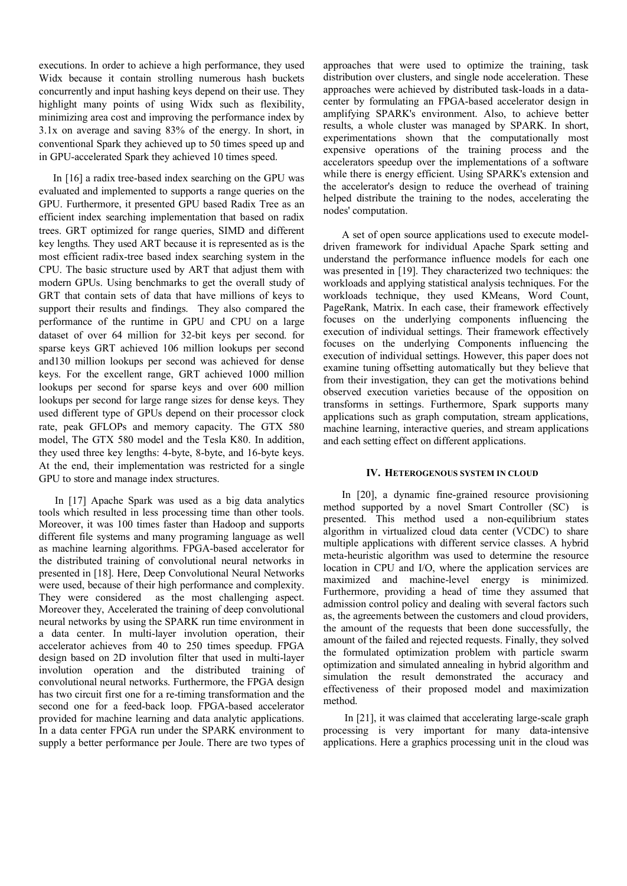executions. In order to achieve a high performance, they used Widx because it contain strolling numerous hash buckets concurrently and input hashing keys depend on their use. They highlight many points of using Widx such as flexibility, minimizing area cost and improving the performance index by 3.1x on average and saving 83% of the energy. In short, in conventional Spark they achieved up to 50 times speed up and in GPU-accelerated Spark they achieved 10 times speed.

In [16] a radix tree-based index searching on the GPU was evaluated and implemented to supports a range queries on the GPU. Furthermore, it presented GPU based Radix Tree as an efficient index searching implementation that based on radix trees. GRT optimized for range queries, SIMD and different key lengths. They used ART because it is represented as is the most efficient radix-tree based index searching system in the CPU. The basic structure used by ART that adjust them with modern GPUs. Using benchmarks to get the overall study of GRT that contain sets of data that have millions of keys to support their results and findings. They also compared the performance of the runtime in GPU and CPU on a large dataset of over 64 million for 32-bit keys per second. for sparse keys GRT achieved 106 million lookups per second and130 million lookups per second was achieved for dense keys. For the excellent range, GRT achieved 1000 million lookups per second for sparse keys and over 600 million lookups per second for large range sizes for dense keys. They used different type of GPUs depend on their processor clock rate, peak GFLOPs and memory capacity. The GTX 580 model, The GTX 580 model and the Tesla K80. In addition, they used three key lengths: 4-byte, 8-byte, and 16-byte keys. At the end, their implementation was restricted for a single GPU to store and manage index structures.

In [17] Apache Spark was used as a big data analytics tools which resulted in less processing time than other tools. Moreover, it was 100 times faster than Hadoop and supports different file systems and many programing language as well as machine learning algorithms. FPGA-based accelerator for the distributed training of convolutional neural networks in presented in [18]. Here, Deep Convolutional Neural Networks were used, because of their high performance and complexity. They were considered as the most challenging aspect. Moreover they, Accelerated the training of deep convolutional neural networks by using the SPARK run time environment in a data center. In multi-layer involution operation, their accelerator achieves from 40 to 250 times speedup. FPGA design based on 2D involution filter that used in multi-layer involution operation and the distributed training of convolutional neural networks. Furthermore, the FPGA design has two circuit first one for a re-timing transformation and the second one for a feed-back loop. FPGA-based accelerator provided for machine learning and data analytic applications. In a data center FPGA run under the SPARK environment to supply a better performance per Joule. There are two types of approaches that were used to optimize the training, task distribution over clusters, and single node acceleration. These approaches were achieved by distributed task-loads in a data-center by formulating an FPGA-based accelerator design in amplifying SPARK's environment. Also, to achieve better results, a whole cluster was managed by SPARK. In short, experimentations shown that the computationally most expensive operations of the training process and the accelerators speedup over the implementations of a software while there is energy efficient. Using SPARK's extension and the accelerator's design to reduce the overhead of training helped distribute the training to the nodes, accelerating the nodes' computation.

A set of open source applications used to execute model-driven framework for individual Apache Spark setting and understand the performance influence models for each one was presented in [19]. They characterized two techniques: the workloads and applying statistical analysis techniques. For the workloads technique, they used KMeans, Word Count, PageRank, Matrix. In each case, their framework effectively focuses on the underlying components influencing the execution of individual settings. Their framework effectively focuses on the underlying Components influencing the execution of individual settings. However, this paper does not examine tuning offsetting automatically but they believe that from their investigation, they can get the motivations behind observed execution varieties because of the opposition on transforms in settings. Furthermore, Spark supports many applications such as graph computation, stream applications, machine learning, interactive queries, and stream applications and each setting effect on different applications.

## IV. Heterogenous System in Cloud

In [20], a dynamic fine-grained resource provisioning method supported by a novel Smart Controller (SC) is presented. This method used a non-equilibrium states algorithm in virtualized cloud data center (VCDC) to share multiple applications with different service classes. A hybrid meta-heuristic algorithm was used to determine the resource location in CPU and I/O, where the application services are maximized and machine-level energy is minimized. Furthermore, providing a head of time they assumed that admission control policy and dealing with several factors such as, the agreements between the customers and cloud providers, the amount of the requests that been done successfully, the amount of the failed and rejected requests. Finally, they solved the formulated optimization problem with particle swarm optimization and simulated annealing in hybrid algorithm and simulation the result demonstrated the accuracy and effectiveness of their proposed model and maximization method.

In [21], it was claimed that accelerating large-scale graph processing is very important for many data-intensive applications. Here a graphics processing unit in the cloud was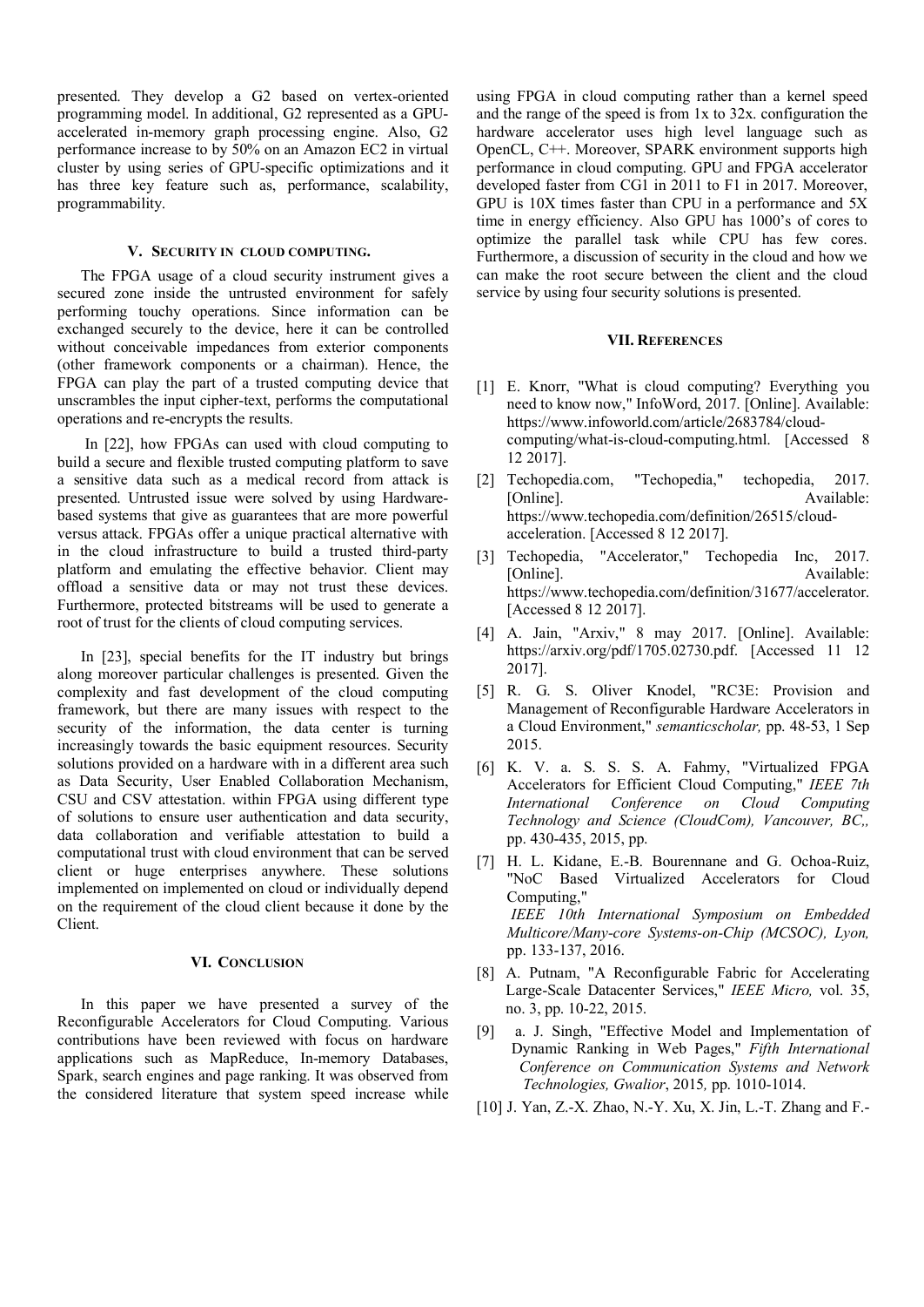presented. They develop a G2 based on vertex-oriented programming model. In additional, G2 represented as a GPU-accelerated in-memory graph processing engine. Also, G2 performance increase to by 50% on an Amazon EC2 in virtual cluster by using series of GPU-specific optimizations and it has three key feature such as, performance, scalability, programmability.

## V. Security in cloud computing.

The FPGA usage of a cloud security instrument gives a secured zone inside the untrusted environment for safely performing touchy operations. Since information can be exchanged securely to the device, here it can be controlled without conceivable impedances from exterior components (other framework components or a chairman). Hence, the FPGA can play the part of a trusted computing device that unscrambles the input cipher-text, performs the computational operations and re-encrypts the results.

In [22], how FPGAs can used with cloud computing to build a secure and flexible trusted computing platform to save a sensitive data such as a medical record from attack is presented. Untrusted issue were solved by using Hardware-based systems that give as guarantees that are more powerful versus attack. FPGAs offer a unique practical alternative with in the cloud infrastructure to build a trusted third-party platform and emulating the effective behavior. Client may offload a sensitive data or may not trust these devices. Furthermore, protected bitstreams will be used to generate a root of trust for the clients of cloud computing services.

In [23], special benefits for the IT industry but brings along moreover particular challenges is presented. Given the complexity and fast development of the cloud computing framework, but there are many issues with respect to the security of the information, the data center is turning increasingly towards the basic equipment resources. Security solutions provided on a hardware with in a different area such as Data Security, User Enabled Collaboration Mechanism, CSU and CSV attestation. within FPGA using different type of solutions to ensure user authentication and data security, data collaboration and verifiable attestation to build a computational trust with cloud environment that can be served client or huge enterprises anywhere. These solutions implemented on implemented on cloud or individually depend on the requirement of the cloud client because it done by the Client.

## VI. Conclusion

In this paper we have presented a survey of the Reconfigurable Accelerators for Cloud Computing. Various contributions have been reviewed with focus on hardware applications such as MapReduce, In-memory Databases, Spark, search engines and page ranking. It was observed from the considered literature that system speed increase while using FPGA in cloud computing rather than a kernel speed and the range of the speed is from 1x to 32x. configuration the hardware accelerator uses high level language such as OpenCL, C++. Moreover, SPARK environment supports high performance in cloud computing. GPU and FPGA accelerator developed faster from CG1 in 2011 to F1 in 2017. Moreover, GPU is 10X times faster than CPU in a performance and 5X time in energy efficiency. Also GPU has 1000's of cores to optimize the parallel task while CPU has few cores. Furthermore, a discussion of security in the cloud and how we can make the root secure between the client and the cloud service by using four security solutions is presented.

## VII. References

[1] E. Knorr, "What is cloud computing? Everything you need to know now," InfoWord, 2017. [Online]. Available: https://www.infoworld.com/article/2683784/cloud-computing/what-is-cloud-computing.html. [Accessed 8 12 2017].

[2] Techopedia.com, "Techopedia," techopedia, 2017. [Online]. Available: https://www.techopedia.com/definition/26515/cloud-acceleration. [Accessed 8 12 2017].

[3] Techopedia, "Accelerator," Techopedia Inc, 2017. [Online]. Available: https://www.techopedia.com/definition/31677/accelerator. [Accessed 8 12 2017].

[4] A. Jain, "Arxiv," 8 may 2017. [Online]. Available: https://arxiv.org/pdf/1705.02730.pdf. [Accessed 11 12 2017].

[5] R. G. S. Oliver Knodel, "RC3E: Provision and Management of Reconfigurable Hardware Accelerators in a Cloud Environment," *semanticscholar,* pp. 48-53, 1 Sep 2015.

[6] K. V. a. S. S. S. A. Fahmy, "Virtualized FPGA Accelerators for Efficient Cloud Computing," *IEEE 7th International Conference on Cloud Computing Technology and Science (CloudCom), Vancouver, BC,,* pp. 430-435, 2015, pp.

[7] H. L. Kidane, E.-B. Bourennane and G. Ochoa-Ruiz, "NoC Based Virtualized Accelerators for Cloud Computing," *IEEE 10th International Symposium on Embedded Multicore/Many-core Systems-on-Chip (MCSOC), Lyon,* pp. 133-137, 2016.

[8] A. Putnam, "A Reconfigurable Fabric for Accelerating Large-Scale Datacenter Services," *IEEE Micro,* vol. 35, no. 3, pp. 10-22, 2015.

[9] a. J. Singh, "Effective Model and Implementation of Dynamic Ranking in Web Pages," *Fifth International Conference on Communication Systems and Network Technologies, Gwalior*, 2015*,* pp. 1010-1014.

[10] J. Yan, Z.-X. Zhao, N.-Y. Xu, X. Jin, L.-T. Zhang and F.-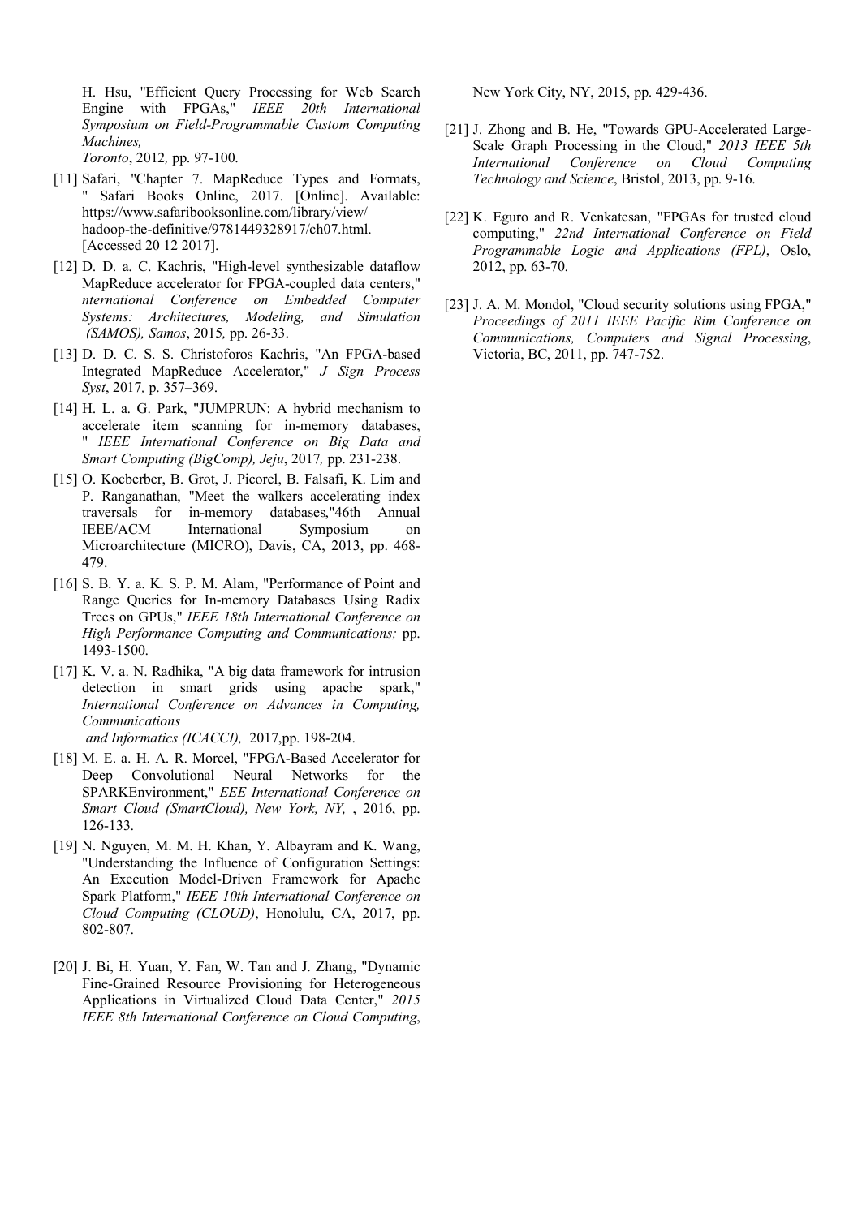H. Hsu, "Efficient Query Processing for Web Search Engine with FPGAs," *IEEE 20th International Symposium on Field-Programmable Custom Computing Machines, Toronto*, 2012*,* pp. 97-100.

[11] Safari, "Chapter 7. MapReduce Types and Formats, " Safari Books Online, 2017. [Online]. Available: https://www.safaribooksonline.com/library/view/hadoop-the-definitive/9781449328917/ch07.html. [Accessed 20 12 2017].

[12] D. D. a. C. Kachris, "High-level synthesizable dataflow MapReduce accelerator for FPGA-coupled data centers," *nternational Conference on Embedded Computer Systems: Architectures, Modeling, and Simulation (SAMOS), Samos*, 2015*,* pp. 26-33.

[13] D. D. C. S. S. Christoforos Kachris, "An FPGA-based Integrated MapReduce Accelerator," *J Sign Process Syst*, 2017*,* p. 357–369.

[14] H. L. a. G. Park, "JUMPRUN: A hybrid mechanism to accelerate item scanning for in-memory databases, " *IEEE International Conference on Big Data and Smart Computing (BigComp), Jeju*, 2017*,* pp. 231-238.

[15] O. Kocberber, B. Grot, J. Picorel, B. Falsafi, K. Lim and P. Ranganathan, "Meet the walkers accelerating index traversals for in-memory databases,"46th Annual IEEE/ACM International Symposium on Microarchitecture (MICRO), Davis, CA, 2013, pp. 468-479.

[16] S. B. Y. a. K. S. P. M. Alam, "Performance of Point and Range Queries for In-memory Databases Using Radix Trees on GPUs," *IEEE 18th International Conference on High Performance Computing and Communications;* pp. 1493-1500.

[17] K. V. a. N. Radhika, "A big data framework for intrusion detection in smart grids using apache spark," *International Conference on Advances in Computing, Communications and Informatics (ICACCI),* 2017,pp. 198-204.

[18] M. E. a. H. A. R. Morcel, "FPGA-Based Accelerator for Deep Convolutional Neural Networks for the SPARKEnvironment," *EEE International Conference on Smart Cloud (SmartCloud), New York, NY,* , 2016, pp. 126-133.

[19] N. Nguyen, M. M. H. Khan, Y. Albayram and K. Wang, "Understanding the Influence of Configuration Settings: An Execution Model-Driven Framework for Apache Spark Platform," *IEEE 10th International Conference on Cloud Computing (CLOUD)*, Honolulu, CA, 2017, pp. 802-807.

[20] J. Bi, H. Yuan, Y. Fan, W. Tan and J. Zhang, "Dynamic Fine-Grained Resource Provisioning for Heterogeneous Applications in Virtualized Cloud Data Center," *2015 IEEE 8th International Conference on Cloud Computing*, New York City, NY, 2015, pp. 429-436.

[21] J. Zhong and B. He, "Towards GPU-Accelerated Large-Scale Graph Processing in the Cloud," *2013 IEEE 5th International Conference on Cloud Computing Technology and Science*, Bristol, 2013, pp. 9-16.

[22] K. Eguro and R. Venkatesan, "FPGAs for trusted cloud computing," *22nd International Conference on Field Programmable Logic and Applications (FPL)*, Oslo, 2012, pp. 63-70.

[23] J. A. M. Mondol, "Cloud security solutions using FPGA," *Proceedings of 2011 IEEE Pacific Rim Conference on Communications, Computers and Signal Processing*, Victoria, BC, 2011, pp. 747-752.